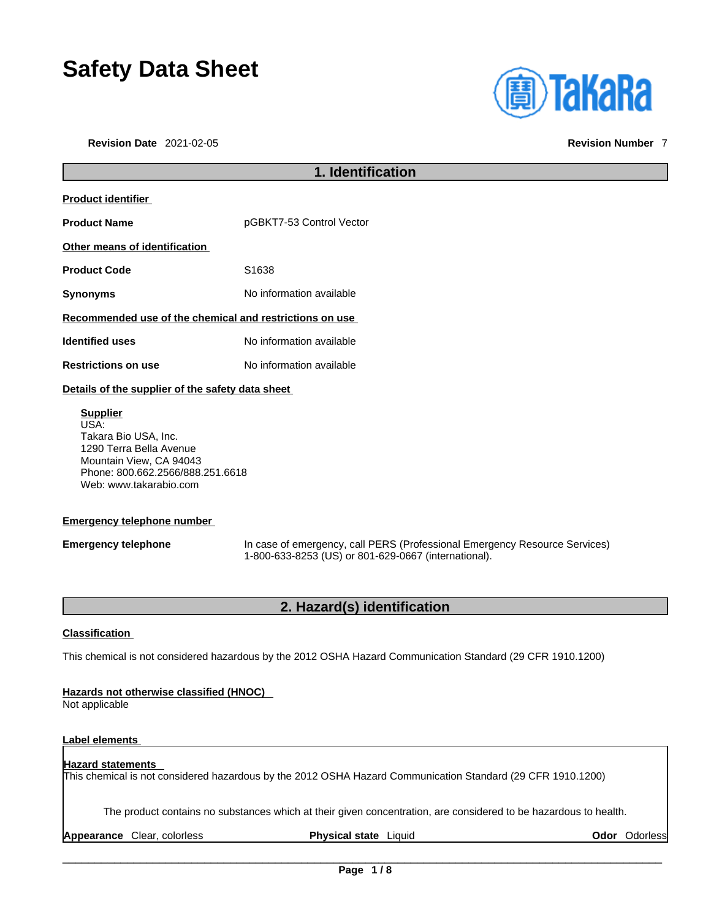# Safety Data Sheet

**Revision Date** 2021-02-05 **Revision Number** 7

## 1. Identification

**Product identifier**

**Product Name** pGBKT7-53 Control Vector

**Other means of identification**

**Product Code** S1638

**Synonyms** No information available

**Recommended use of the chemical and restrictions on use**

**Identified uses** No information available

**Restrictions on use** No information available

**Details of the supplier of the safety data sheet**

**Supplier**
USA:
Takara Bio USA, Inc.
1290 Terra Bella Avenue
Mountain View, CA 94043
Phone: 800.662.2566/888.251.6618
Web: www.takarabio.com

**Emergency telephone number**

**Emergency telephone** In case of emergency, call PERS (Professional Emergency Resource Services) 1-800-633-8253 (US) or 801-629-0667 (international).

## 2. Hazard(s) identification

**Classification**

This chemical is not considered hazardous by the 2012 OSHA Hazard Communication Standard (29 CFR 1910.1200)

**Hazards not otherwise classified (HNOC)**
Not applicable

**Label elements**

**Hazard statements**
This chemical is not considered hazardous by the 2012 OSHA Hazard Communication Standard (29 CFR 1910.1200)

The product contains no substances which at their given concentration, are considered to be hazardous to health.

**Appearance** Clear, colorless **Physical state** Liquid **Odor** Odorless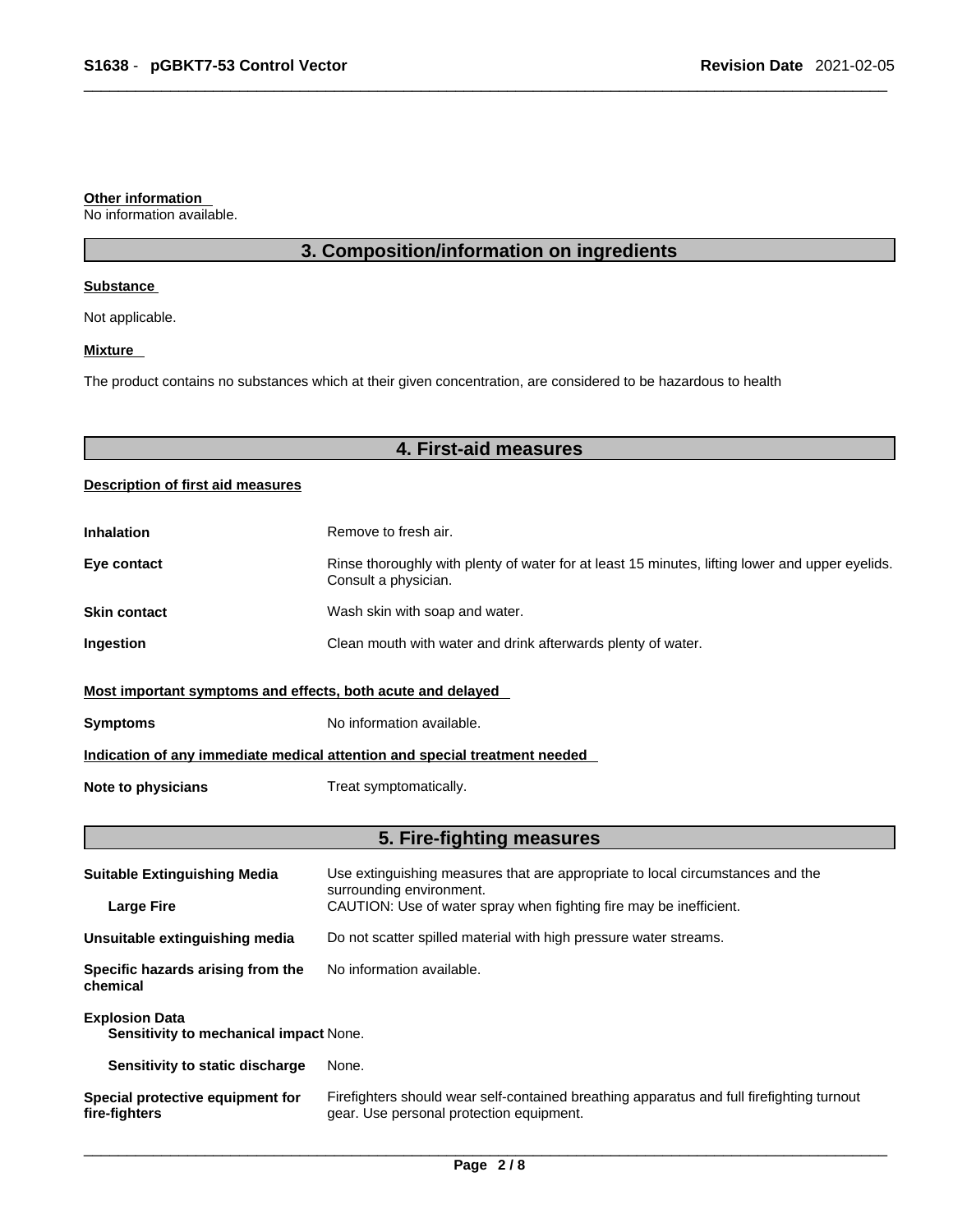**Other information**

No information available.

## 3. Composition/information on ingredients

**Substance**

Not applicable.

**Mixture**

The product contains no substances which at their given concentration, are considered to be hazardous to health

## 4. First-aid measures

**Description of first aid measures**

| | |
|---|---|
| **Inhalation** | Remove to fresh air. |
| **Eye contact** | Rinse thoroughly with plenty of water for at least 15 minutes, lifting lower and upper eyelids. Consult a physician. |
| **Skin contact** | Wash skin with soap and water. |
| **Ingestion** | Clean mouth with water and drink afterwards plenty of water. |

**Most important symptoms and effects, both acute and delayed**

| | |
|---|---|
| **Symptoms** | No information available. |

**Indication of any immediate medical attention and special treatment needed**

| | |
|---|---|
| **Note to physicians** | Treat symptomatically. |

## 5. Fire-fighting measures

| | |
|---|---|
| **Suitable Extinguishing Media** | Use extinguishing measures that are appropriate to local circumstances and the surrounding environment. |
| **Large Fire** | CAUTION: Use of water spray when fighting fire may be inefficient. |
| **Unsuitable extinguishing media** | Do not scatter spilled material with high pressure water streams. |
| **Specific hazards arising from the chemical** | No information available. |
| **Explosion Data** | |
| **Sensitivity to mechanical impact** | None. |
| **Sensitivity to static discharge** | None. |
| **Special protective equipment for fire-fighters** | Firefighters should wear self-contained breathing apparatus and full firefighting turnout gear. Use personal protection equipment. |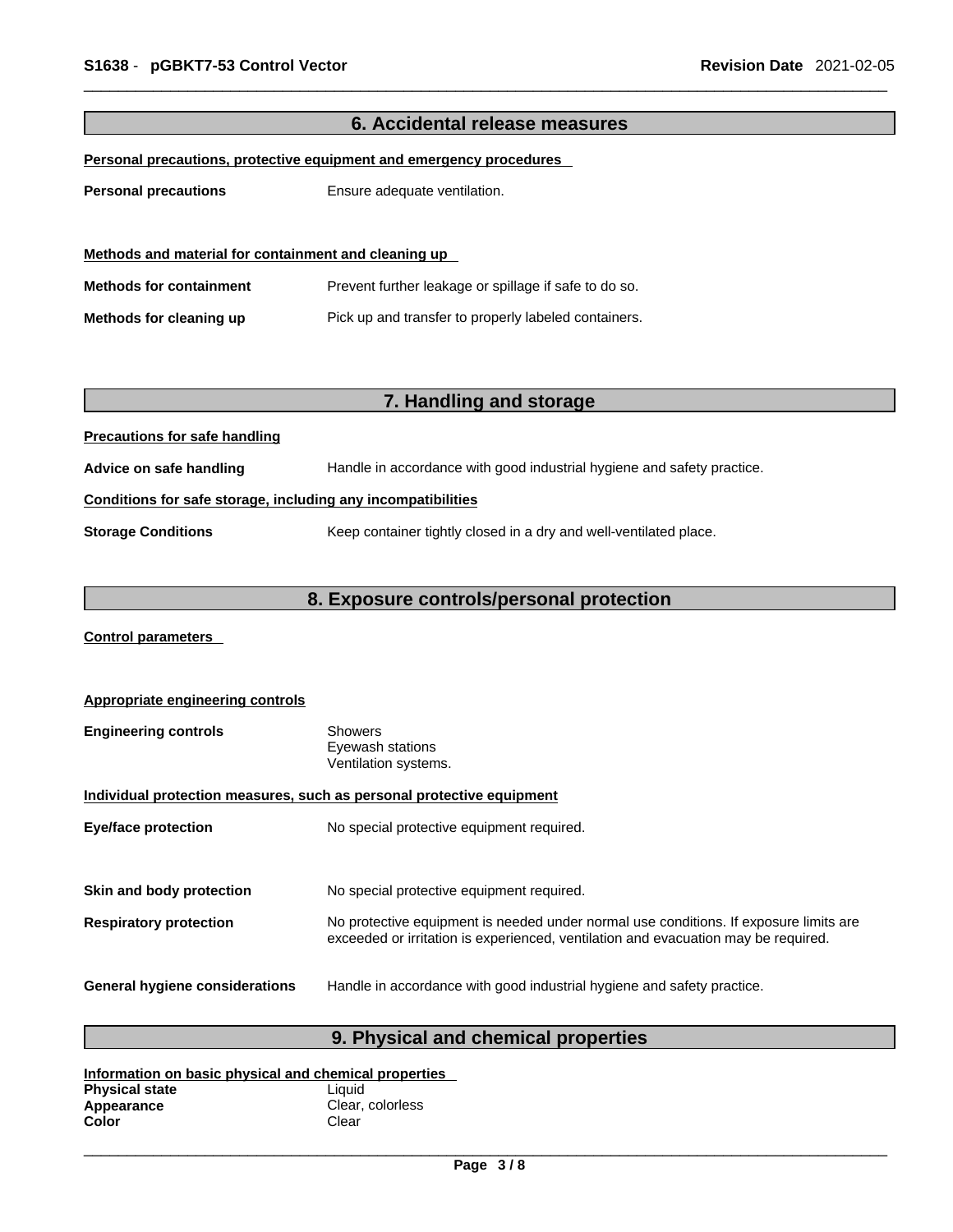## 6. Accidental release measures

**Personal precautions, protective equipment and emergency procedures**

**Personal precautions** Ensure adequate ventilation.

**Methods and material for containment and cleaning up**

**Methods for containment** Prevent further leakage or spillage if safe to do so.

**Methods for cleaning up** Pick up and transfer to properly labeled containers.

## 7. Handling and storage

**Precautions for safe handling**

**Advice on safe handling** Handle in accordance with good industrial hygiene and safety practice.

**Conditions for safe storage, including any incompatibilities**

**Storage Conditions** Keep container tightly closed in a dry and well-ventilated place.

## 8. Exposure controls/personal protection

**Control parameters**

**Appropriate engineering controls**

**Engineering controls**
Showers
Eyewash stations
Ventilation systems.

**Individual protection measures, such as personal protective equipment**

**Eye/face protection** No special protective equipment required.

**Skin and body protection** No special protective equipment required.

**Respiratory protection** No protective equipment is needed under normal use conditions. If exposure limits are exceeded or irritation is experienced, ventilation and evacuation may be required.

**General hygiene considerations** Handle in accordance with good industrial hygiene and safety practice.

## 9. Physical and chemical properties

**Information on basic physical and chemical properties**

**Physical state** Liquid
**Appearance** Clear, colorless
**Color** Clear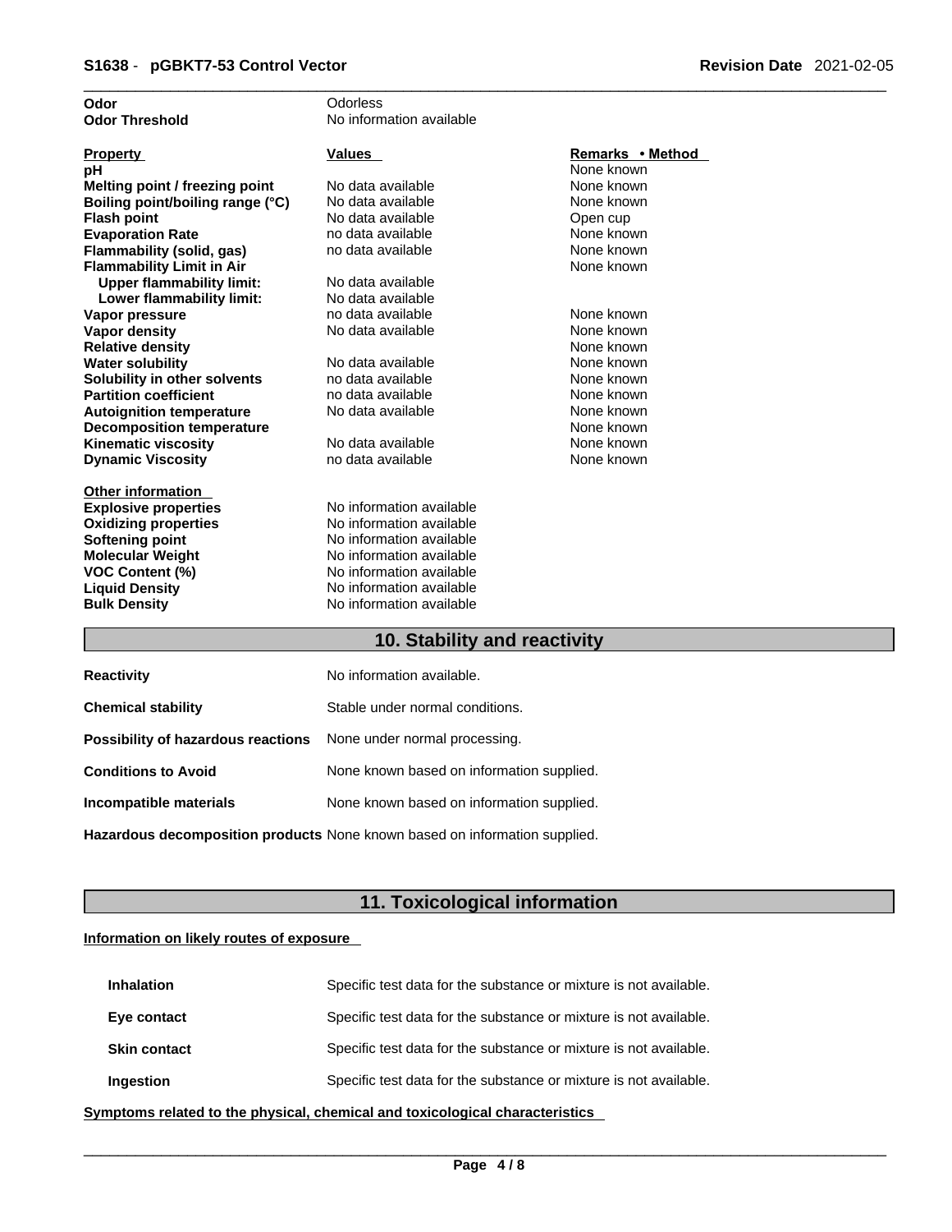| | | |
|---|---|---|
| **Odor** | Odorless | |
| **Odor Threshold** | No information available | |

| **Property** | **Values** | **Remarks • Method** |
|---|---|---|
| **pH** | | None known |
| **Melting point / freezing point** | No data available | None known |
| **Boiling point/boiling range (°C)** | No data available | None known |
| **Flash point** | No data available | Open cup |
| **Evaporation Rate** | no data available | None known |
| **Flammability (solid, gas)** | no data available | None known |
| **Flammability Limit in Air** | | None known |
| **Upper flammability limit:** | No data available | |
| **Lower flammability limit:** | No data available | |
| **Vapor pressure** | no data available | None known |
| **Vapor density** | No data available | None known |
| **Relative density** | | None known |
| **Water solubility** | No data available | None known |
| **Solubility in other solvents** | no data available | None known |
| **Partition coefficient** | no data available | None known |
| **Autoignition temperature** | No data available | None known |
| **Decomposition temperature** | | None known |
| **Kinematic viscosity** | No data available | None known |
| **Dynamic Viscosity** | no data available | None known |

**Other information**

| | |
|---|---|
| **Explosive properties** | No information available |
| **Oxidizing properties** | No information available |
| **Softening point** | No information available |
| **Molecular Weight** | No information available |
| **VOC Content (%)** | No information available |
| **Liquid Density** | No information available |
| **Bulk Density** | No information available |

## 10. Stability and reactivity

| | |
|---|---|
| **Reactivity** | No information available. |
| **Chemical stability** | Stable under normal conditions. |
| **Possibility of hazardous reactions** | None under normal processing. |
| **Conditions to Avoid** | None known based on information supplied. |
| **Incompatible materials** | None known based on information supplied. |
| **Hazardous decomposition products** | None known based on information supplied. |

## 11. Toxicological information

**Information on likely routes of exposure**

| | |
|---|---|
| **Inhalation** | Specific test data for the substance or mixture is not available. |
| **Eye contact** | Specific test data for the substance or mixture is not available. |
| **Skin contact** | Specific test data for the substance or mixture is not available. |
| **Ingestion** | Specific test data for the substance or mixture is not available. |

**Symptoms related to the physical, chemical and toxicological characteristics**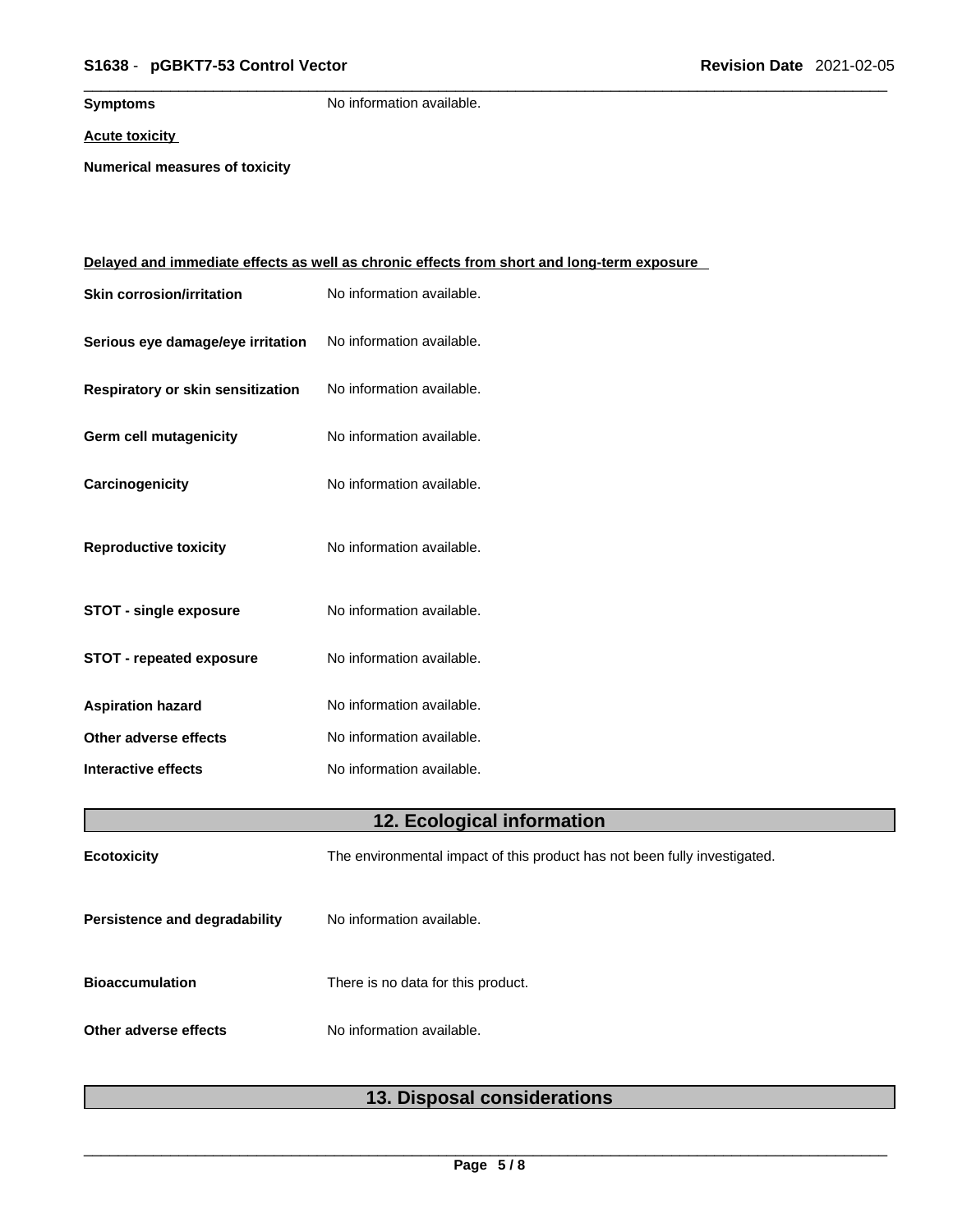**Symptoms** No information available.

**Acute toxicity**

**Numerical measures of toxicity**

**Delayed and immediate effects as well as chronic effects from short and long-term exposure**

| | |
|---|---|
| **Skin corrosion/irritation** | No information available. |
| **Serious eye damage/eye irritation** | No information available. |
| **Respiratory or skin sensitization** | No information available. |
| **Germ cell mutagenicity** | No information available. |
| **Carcinogenicity** | No information available. |
| **Reproductive toxicity** | No information available. |
| **STOT - single exposure** | No information available. |
| **STOT - repeated exposure** | No information available. |
| **Aspiration hazard** | No information available. |
| **Other adverse effects** | No information available. |
| **Interactive effects** | No information available. |

## 12. Ecological information

| | |
|---|---|
| **Ecotoxicity** | The environmental impact of this product has not been fully investigated. |
| **Persistence and degradability** | No information available. |
| **Bioaccumulation** | There is no data for this product. |
| **Other adverse effects** | No information available. |

## 13. Disposal considerations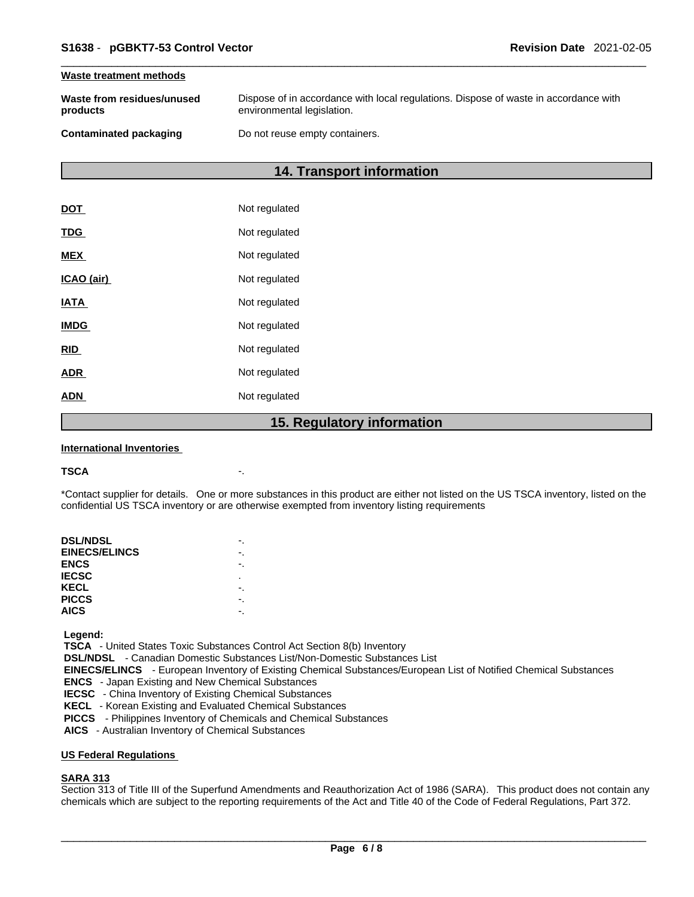**Waste treatment methods**

| | |
|---|---|
| **Waste from residues/unused products** | Dispose of in accordance with local regulations. Dispose of waste in accordance with environmental legislation. |
| **Contaminated packaging** | Do not reuse empty containers. |

## 14. Transport information

| | |
|---|---|
| **DOT** | Not regulated |
| **TDG** | Not regulated |
| **MEX** | Not regulated |
| **ICAO (air)** | Not regulated |
| **IATA** | Not regulated |
| **IMDG** | Not regulated |
| **RID** | Not regulated |
| **ADR** | Not regulated |
| **ADN** | Not regulated |

## 15. Regulatory information

**International Inventories**

**TSCA** -.

*Contact supplier for details. One or more substances in this product are either not listed on the US TSCA inventory, listed on the confidential US TSCA inventory or are otherwise exempted from inventory listing requirements

| | |
|---|---|
| **DSL/NDSL** | -. |
| **EINECS/ELINCS** | -. |
| **ENCS** | -. |
| **IECSC** | . |
| **KECL** | -. |
| **PICCS** | -. |
| **AICS** | -. |

**Legend:**

**TSCA** - United States Toxic Substances Control Act Section 8(b) Inventory
**DSL/NDSL** - Canadian Domestic Substances List/Non-Domestic Substances List
**EINECS/ELINCS** - European Inventory of Existing Chemical Substances/European List of Notified Chemical Substances
**ENCS** - Japan Existing and New Chemical Substances
**IECSC** - China Inventory of Existing Chemical Substances
**KECL** - Korean Existing and Evaluated Chemical Substances
**PICCS** - Philippines Inventory of Chemicals and Chemical Substances
**AICS** - Australian Inventory of Chemical Substances

**US Federal Regulations**

**SARA 313**

Section 313 of Title III of the Superfund Amendments and Reauthorization Act of 1986 (SARA). This product does not contain any chemicals which are subject to the reporting requirements of the Act and Title 40 of the Code of Federal Regulations, Part 372.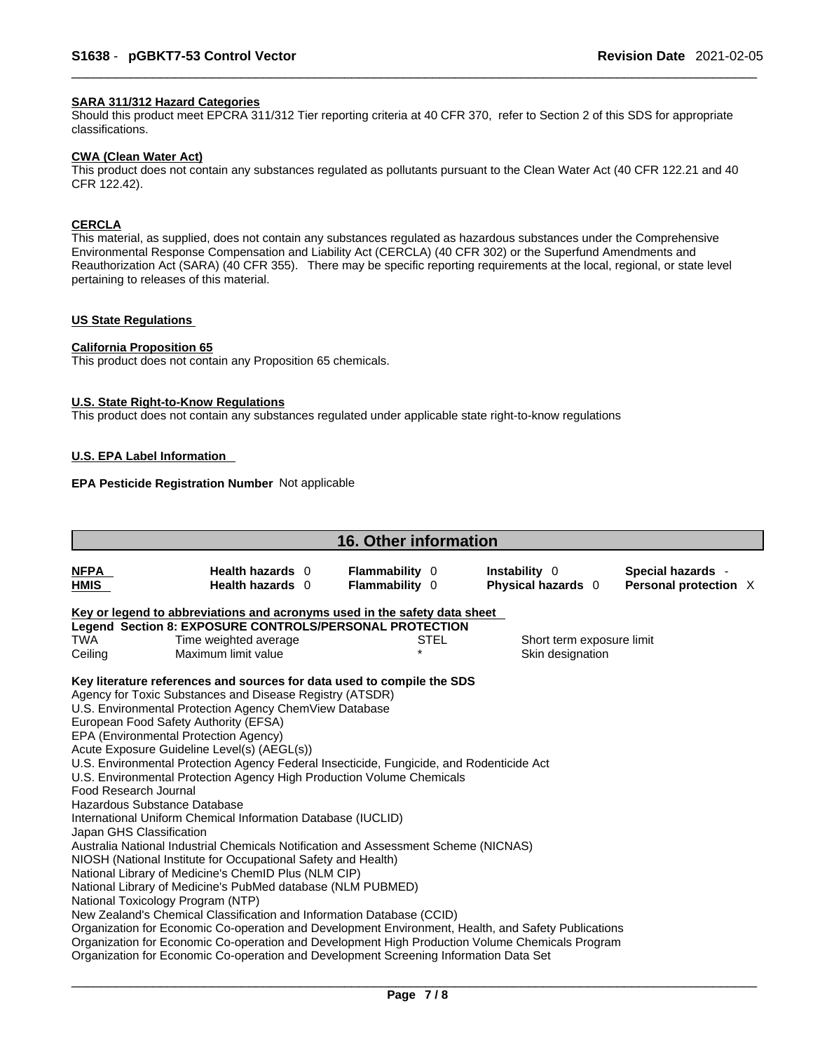#### SARA 311/312 Hazard Categories

Should this product meet EPCRA 311/312 Tier reporting criteria at 40 CFR 370, refer to Section 2 of this SDS for appropriate classifications.

#### CWA (Clean Water Act)

This product does not contain any substances regulated as pollutants pursuant to the Clean Water Act (40 CFR 122.21 and 40 CFR 122.42).

#### CERCLA

This material, as supplied, does not contain any substances regulated as hazardous substances under the Comprehensive Environmental Response Compensation and Liability Act (CERCLA) (40 CFR 302) or the Superfund Amendments and Reauthorization Act (SARA) (40 CFR 355). There may be specific reporting requirements at the local, regional, or state level pertaining to releases of this material.

#### US State Regulations

#### California Proposition 65

This product does not contain any Proposition 65 chemicals.

#### U.S. State Right-to-Know Regulations

This product does not contain any substances regulated under applicable state right-to-know regulations

#### U.S. EPA Label Information

**EPA Pesticide Registration Number** Not applicable

## 16. Other information

| | | | | |
|---|---|---|---|---|
| **NFPA** | **Health hazards** 0 | **Flammability** 0 | **Instability** 0 | **Special hazards** - |
| **HMIS** | **Health hazards** 0 | **Flammability** 0 | **Physical hazards** 0 | **Personal protection** X |

**Key or legend to abbreviations and acronyms used in the safety data sheet**

**Legend Section 8: EXPOSURE CONTROLS/PERSONAL PROTECTION**

| | | | |
|---|---|---|---|
| TWA | Time weighted average | STEL | Short term exposure limit |
| Ceiling | Maximum limit value | * | Skin designation |

**Key literature references and sources for data used to compile the SDS**

Agency for Toxic Substances and Disease Registry (ATSDR)
U.S. Environmental Protection Agency ChemView Database
European Food Safety Authority (EFSA)
EPA (Environmental Protection Agency)
Acute Exposure Guideline Level(s) (AEGL(s))
U.S. Environmental Protection Agency Federal Insecticide, Fungicide, and Rodenticide Act
U.S. Environmental Protection Agency High Production Volume Chemicals
Food Research Journal
Hazardous Substance Database
International Uniform Chemical Information Database (IUCLID)
Japan GHS Classification
Australia National Industrial Chemicals Notification and Assessment Scheme (NICNAS)
NIOSH (National Institute for Occupational Safety and Health)
National Library of Medicine's ChemID Plus (NLM CIP)
National Library of Medicine's PubMed database (NLM PUBMED)
National Toxicology Program (NTP)
New Zealand's Chemical Classification and Information Database (CCID)
Organization for Economic Co-operation and Development Environment, Health, and Safety Publications
Organization for Economic Co-operation and Development High Production Volume Chemicals Program
Organization for Economic Co-operation and Development Screening Information Data Set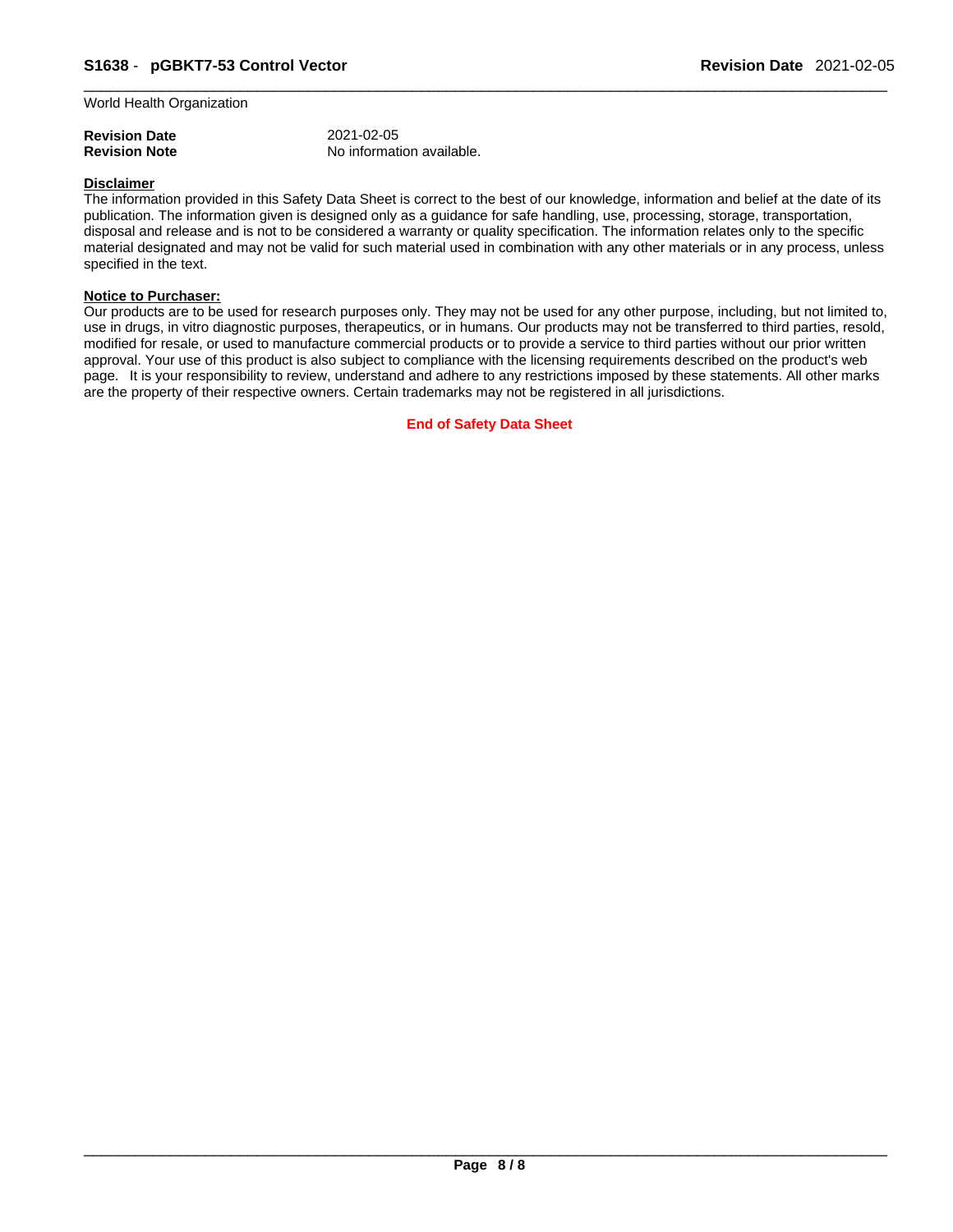World Health Organization

**Revision Date** 2021-02-05
**Revision Note** No information available.

**Disclaimer**
The information provided in this Safety Data Sheet is correct to the best of our knowledge, information and belief at the date of its publication. The information given is designed only as a guidance for safe handling, use, processing, storage, transportation, disposal and release and is not to be considered a warranty or quality specification. The information relates only to the specific material designated and may not be valid for such material used in combination with any other materials or in any process, unless specified in the text.

**Notice to Purchaser:**
Our products are to be used for research purposes only. They may not be used for any other purpose, including, but not limited to, use in drugs, in vitro diagnostic purposes, therapeutics, or in humans. Our products may not be transferred to third parties, resold, modified for resale, or used to manufacture commercial products or to provide a service to third parties without our prior written approval. Your use of this product is also subject to compliance with the licensing requirements described on the product's web page. It is your responsibility to review, understand and adhere to any restrictions imposed by these statements. All other marks are the property of their respective owners. Certain trademarks may not be registered in all jurisdictions.

**End of Safety Data Sheet**